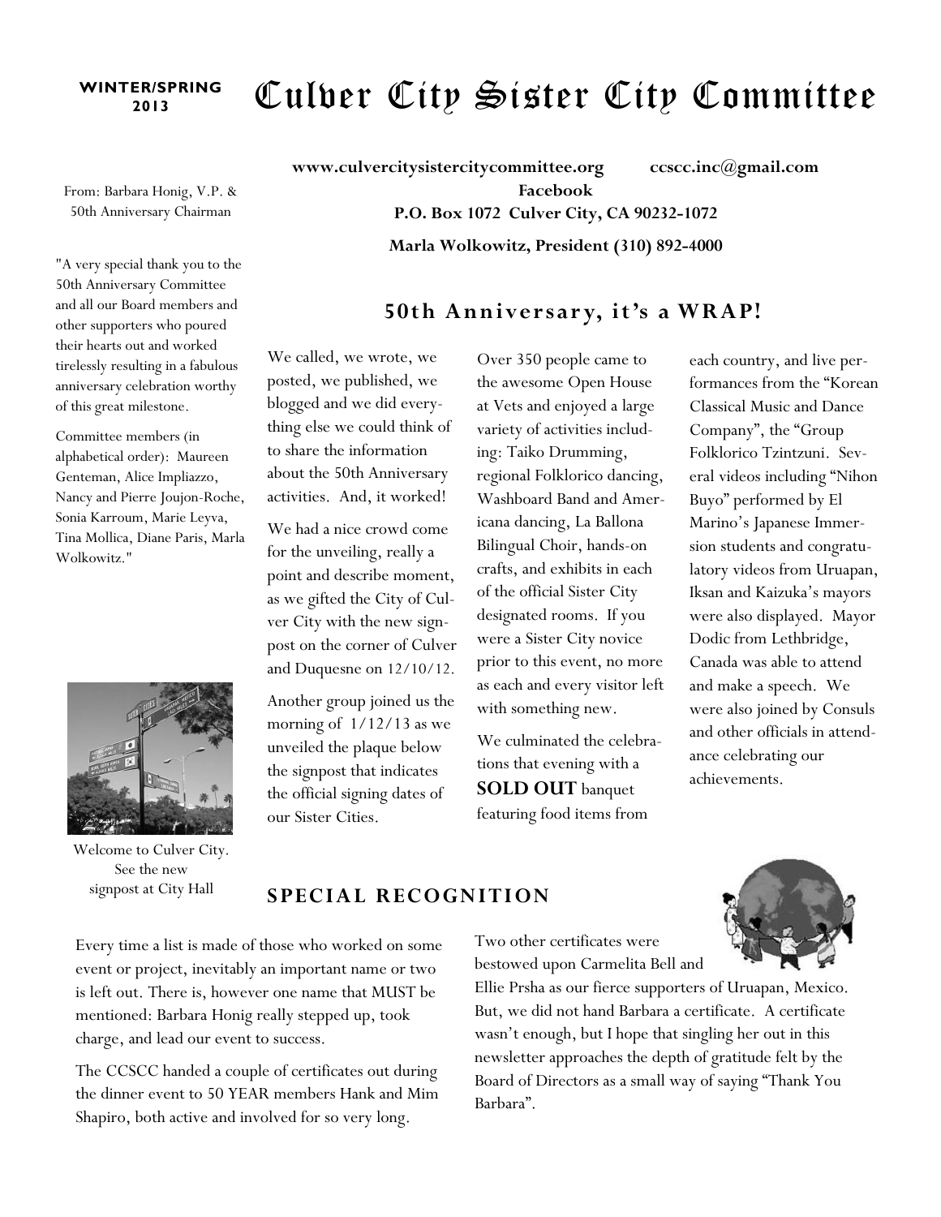WINTER/SPRING 2013

# Culver City Sister City Committee

**www.culvercitysistercitycommittee.org** **ccscc.inc@gmail.com**
**Facebook**
**P.O. Box 1072 Culver City, CA 90232-1072**
**Marla Wolkowitz, President (310) 892-4000**

From: Barbara Honig, V.P. & 50th Anniversary Chairman

"A very special thank you to the 50th Anniversary Committee and all our Board members and other supporters who poured their hearts out and worked tirelessly resulting in a fabulous anniversary celebration worthy of this great milestone.

Committee members (in alphabetical order): Maureen Genteman, Alice Impliazzo, Nancy and Pierre Joujon-Roche, Sonia Karroum, Marie Leyva, Tina Mollica, Diane Paris, Marla Wolkowitz."

Welcome to Culver City. See the new signpost at City Hall

## 50th Anniversary, it's a WRAP!

We called, we wrote, we posted, we published, we blogged and we did everything else we could think of to share the information about the 50th Anniversary activities. And, it worked!

We had a nice crowd come for the unveiling, really a point and describe moment, as we gifted the City of Culver City with the new signpost on the corner of Culver and Duquesne on 12/10/12.

Another group joined us the morning of 1/12/13 as we unveiled the plaque below the signpost that indicates the official signing dates of our Sister Cities.

Over 350 people came to the awesome Open House at Vets and enjoyed a large variety of activities including: Taiko Drumming, regional Folklorico dancing, Washboard Band and Americana dancing, La Ballona Bilingual Choir, hands-on crafts, and exhibits in each of the official Sister City designated rooms. If you were a Sister City novice prior to this event, no more as each and every visitor left with something new.

We culminated the celebrations that evening with a **SOLD OUT** banquet featuring food items from each country, and live performances from the "Korean Classical Music and Dance Company", the "Group Folklorico Tzintzuni. Several videos including "Nihon Buyo" performed by El Marino's Japanese Immersion students and congratulatory videos from Uruapan, Iksan and Kaizuka's mayors were also displayed. Mayor Dodic from Lethbridge, Canada was able to attend and make a speech. We were also joined by Consuls and other officials in attendance celebrating our achievements.

## SPECIAL RECOGNITION

Every time a list is made of those who worked on some event or project, inevitably an important name or two is left out. There is, however one name that MUST be mentioned: Barbara Honig really stepped up, took charge, and lead our event to success.

The CCSCC handed a couple of certificates out during the dinner event to 50 YEAR members Hank and Mim Shapiro, both active and involved for so very long.

Two other certificates were bestowed upon Carmelita Bell and Ellie Prsha as our fierce supporters of Uruapan, Mexico. But, we did not hand Barbara a certificate. A certificate wasn't enough, but I hope that singling her out in this newsletter approaches the depth of gratitude felt by the Board of Directors as a small way of saying "Thank You Barbara".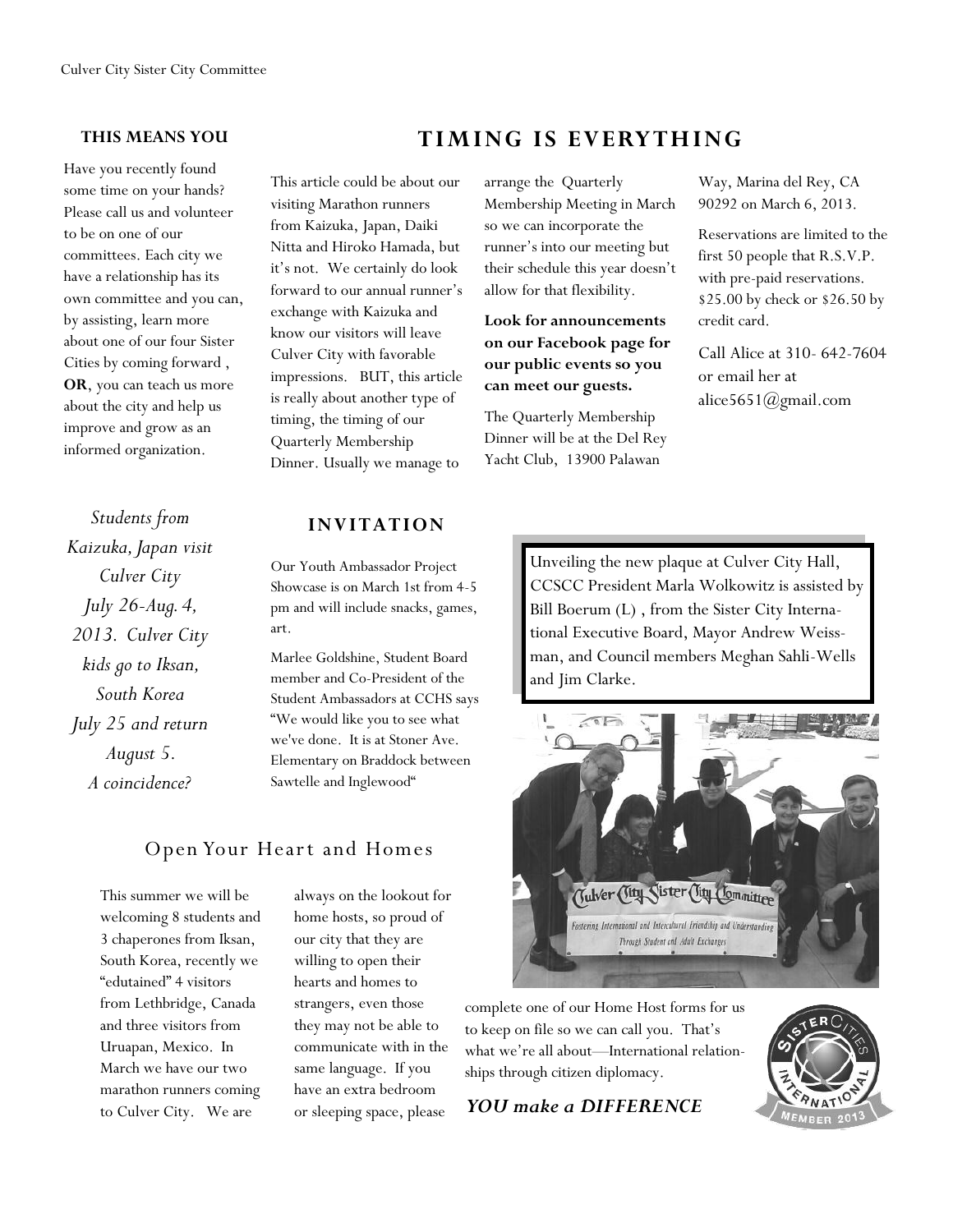## THIS MEANS YOU

Have you recently found some time on your hands? Please call us and volunteer to be on one of our committees. Each city we have a relationship has its own committee and you can, by assisting, learn more about one of our four Sister Cities by coming forward , **OR**, you can teach us more about the city and help us improve and grow as an informed organization.

## TIMING IS EVERYTHING

This article could be about our visiting Marathon runners from Kaizuka, Japan, Daiki Nitta and Hiroko Hamada, but it's not. We certainly do look forward to our annual runner's exchange with Kaizuka and know our visitors will leave Culver City with favorable impressions. BUT, this article is really about another type of timing, the timing of our Quarterly Membership Dinner. Usually we manage to arrange the Quarterly Membership Meeting in March so we can incorporate the runner's into our meeting but their schedule this year doesn't allow for that flexibility.

**Look for announcements on our Facebook page for our public events so you can meet our guests.**

The Quarterly Membership Dinner will be at the Del Rey Yacht Club, 13900 Palawan Way, Marina del Rey, CA 90292 on March 6, 2013.

Reservations are limited to the first 50 people that R.S.V.P. with pre-paid reservations. $25.00 by check or $26.50 by credit card.

Call Alice at 310- 642-7604 or email her at alice5651@gmail.com

*Students from Kaizuka, Japan visit Culver City July 26-Aug. 4, 2013. Culver City kids go to Iksan, South Korea July 25 and return August 5. A coincidence?*

## INVITATION

Our Youth Ambassador Project Showcase is on March 1st from 4-5 pm and will include snacks, games, art.

Marlee Goldshine, Student Board member and Co-President of the Student Ambassadors at CCHS says "We would like you to see what we've done. It is at Stoner Ave. Elementary on Braddock between Sawtelle and Inglewood"

Unveiling the new plaque at Culver City Hall, CCSCC President Marla Wolkowitz is assisted by Bill Boerum (L) , from the Sister City International Executive Board, Mayor Andrew Weissman, and Council members Meghan Sahli-Wells and Jim Clarke.

## Open Your Heart and Homes

This summer we will be welcoming 8 students and 3 chaperones from Iksan, South Korea, recently we "edutained" 4 visitors from Lethbridge, Canada and three visitors from Uruapan, Mexico. In March we have our two marathon runners coming to Culver City. We are always on the lookout for home hosts, so proud of our city that they are willing to open their hearts and homes to strangers, even those they may not be able to communicate with in the same language. If you have an extra bedroom or sleeping space, please complete one of our Home Host forms for us to keep on file so we can call you. That's what we're all about—International relationships through citizen diplomacy.

***YOU make a DIFFERENCE***